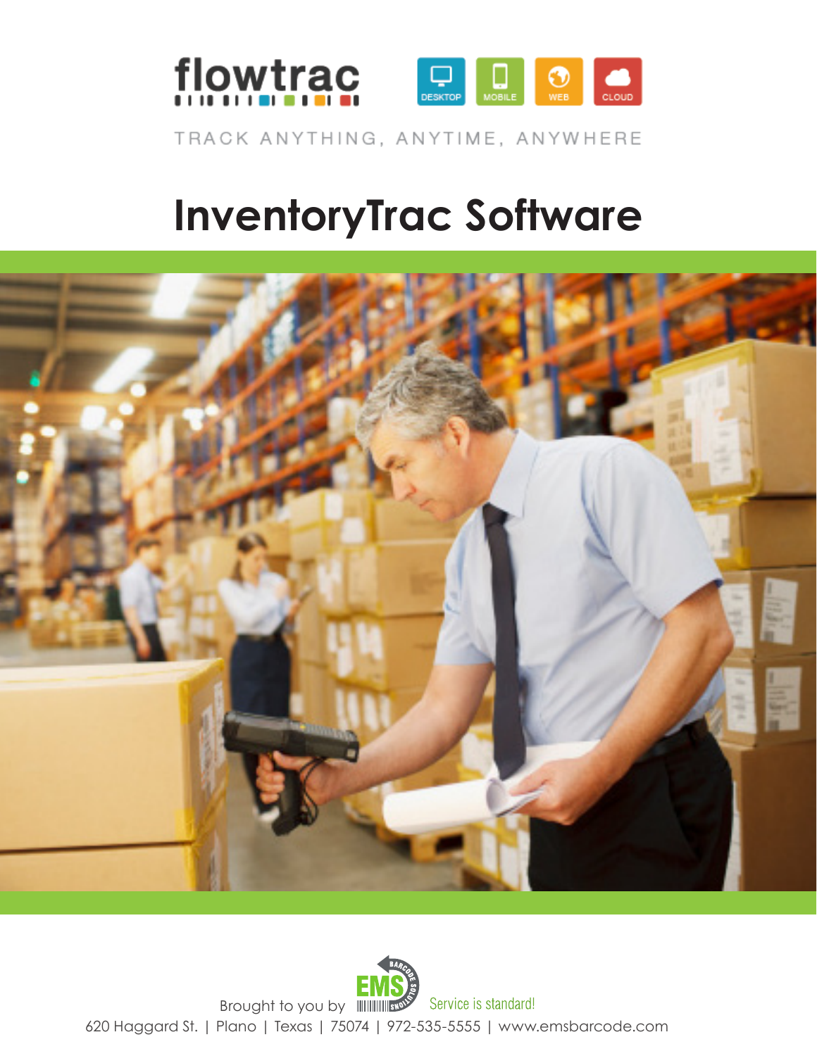flowtrac

DESKTOP MOBILE WEB CLOUD

TRACK ANYTHING, ANYTIME, ANYWHERE

# InventoryTrac Software

Brought to you by EMS BARCODE SOLUTIONS Service is standard!

620 Haggard St. | Plano | Texas | 75074 | 972-535-5555 | www.emsbarcode.com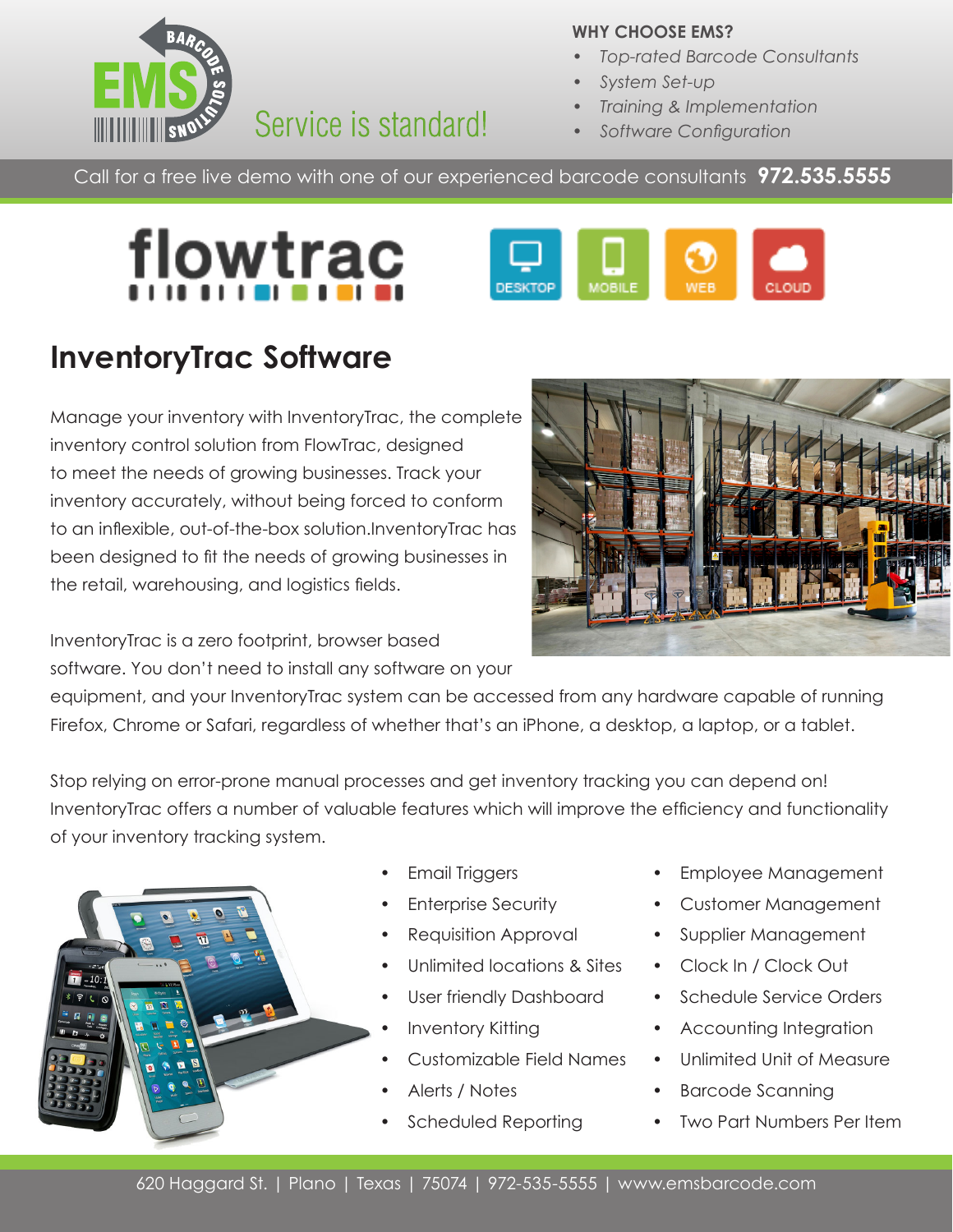**WHY CHOOSE EMS?**

- *Top-rated Barcode Consultants*
- *System Set-up*
- *Training & Implementation*
- *Software Configuration*

Service is standard!

Call for a free live demo with one of our experienced barcode consultants **972.535.5555**

flowtrac

DESKTOP MOBILE WEB CLOUD

## InventoryTrac Software

Manage your inventory with InventoryTrac, the complete inventory control solution from FlowTrac, designed to meet the needs of growing businesses. Track your inventory accurately, without being forced to conform to an inflexible, out-of-the-box solution.InventoryTrac has been designed to fit the needs of growing businesses in the retail, warehousing, and logistics fields.

InventoryTrac is a zero footprint, browser based software. You don't need to install any software on your equipment, and your InventoryTrac system can be accessed from any hardware capable of running Firefox, Chrome or Safari, regardless of whether that's an iPhone, a desktop, a laptop, or a tablet.

Stop relying on error-prone manual processes and get inventory tracking you can depend on! InventoryTrac offers a number of valuable features which will improve the efficiency and functionality of your inventory tracking system.

- Email Triggers
- Enterprise Security
- Requisition Approval
- Unlimited locations & Sites
- User friendly Dashboard
- Inventory Kitting
- Customizable Field Names
- Alerts / Notes
- Scheduled Reporting
- Employee Management
- Customer Management
- Supplier Management
- Clock In / Clock Out
- Schedule Service Orders
- Accounting Integration
- Unlimited Unit of Measure
- Barcode Scanning
- Two Part Numbers Per Item

620 Haggard St. | Plano | Texas | 75074 | 972-535-5555 | www.emsbarcode.com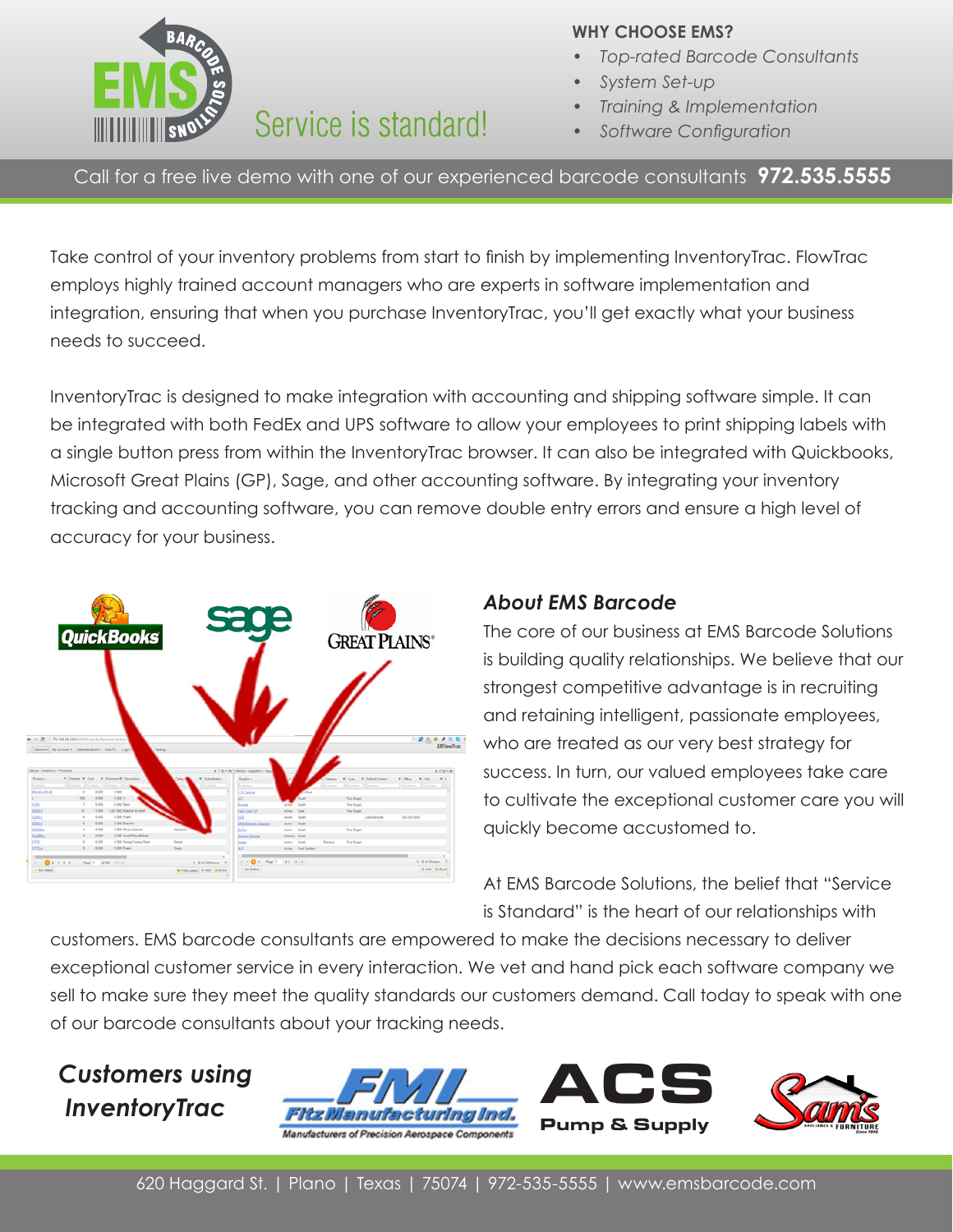Service is standard!

**WHY CHOOSE EMS?**

- *Top-rated Barcode Consultants*
- *System Set-up*
- *Training & Implementation*
- *Software Configuration*

Call for a free live demo with one of our experienced barcode consultants **972.535.5555**

Take control of your inventory problems from start to finish by implementing InventoryTrac. FlowTrac employs highly trained account managers who are experts in software implementation and integration, ensuring that when you purchase InventoryTrac, you'll get exactly what your business needs to succeed.

InventoryTrac is designed to make integration with accounting and shipping software simple. It can be integrated with both FedEx and UPS software to allow your employees to print shipping labels with a single button press from within the InventoryTrac browser. It can also be integrated with Quickbooks, Microsoft Great Plains (GP), Sage, and other accounting software. By integrating your inventory tracking and accounting software, you can remove double entry errors and ensure a high level of accuracy for your business.

## *About EMS Barcode*

The core of our business at EMS Barcode Solutions is building quality relationships. We believe that our strongest competitive advantage is in recruiting and retaining intelligent, passionate employees, who are treated as our very best strategy for success. In turn, our valued employees take care to cultivate the exceptional customer care you will quickly become accustomed to.

At EMS Barcode Solutions, the belief that "Service is Standard" is the heart of our relationships with customers. EMS barcode consultants are empowered to make the decisions necessary to deliver exceptional customer service in every interaction. We vet and hand pick each software company we sell to make sure they meet the quality standards our customers demand. Call today to speak with one of our barcode consultants about your tracking needs.

## *Customers using InventoryTrac*

620 Haggard St. | Plano | Texas | 75074 | 972-535-5555 | www.emsbarcode.com